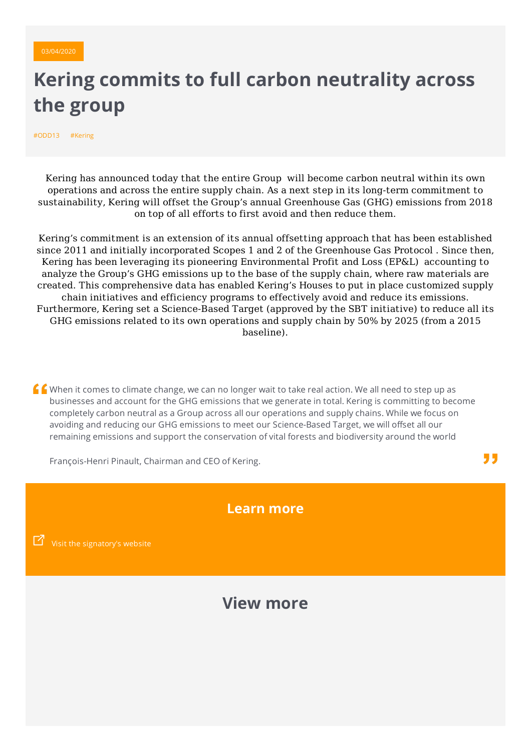03/04/2020

# Kering commits to full carbon neutrality across the group

#ODD13 #Kering

Kering has announced today that the entire Group will become carbon neutral within its own operations and across the entire supply chain. As a next step in its long-term commitment to sustainability, Kering will offset the Group's annual Greenhouse Gas (GHG) emissions from 2018 on top of all efforts to first avoid and then reduce them.

Kering's commitment is an extension of its annual offsetting approach that has been established since 2011 and initially incorporated Scopes 1 and 2 of the Greenhouse Gas Protocol . Since then, Kering has been leveraging its pioneering Environmental Profit and Loss (EP&L) accounting to analyze the Group's GHG emissions up to the base of the supply chain, where raw materials are created. This comprehensive data has enabled Kering's Houses to put in place customized supply chain initiatives and efficiency programs to effectively avoid and reduce its emissions. Furthermore, Kering set a Science-Based Target (approved by the SBT initiative) to reduce all its GHG emissions related to its own operations and supply chain by 50% by 2025 (from a 2015 baseline).

> When it comes to climate change, we can no longer wait to take real action. We all need to step up as businesses and account for the GHG emissions that we generate in total. Kering is committing to become completely carbon neutral as a Group across all our operations and supply chains. While we focus on avoiding and reducing our GHG emissions to meet our Science-Based Target, we will offset all our remaining emissions and support the conservation of vital forests and biodiversity around the world
>
> François-Henri Pinault, Chairman and CEO of Kering.

## Learn more

Visit the signatory's website

## View more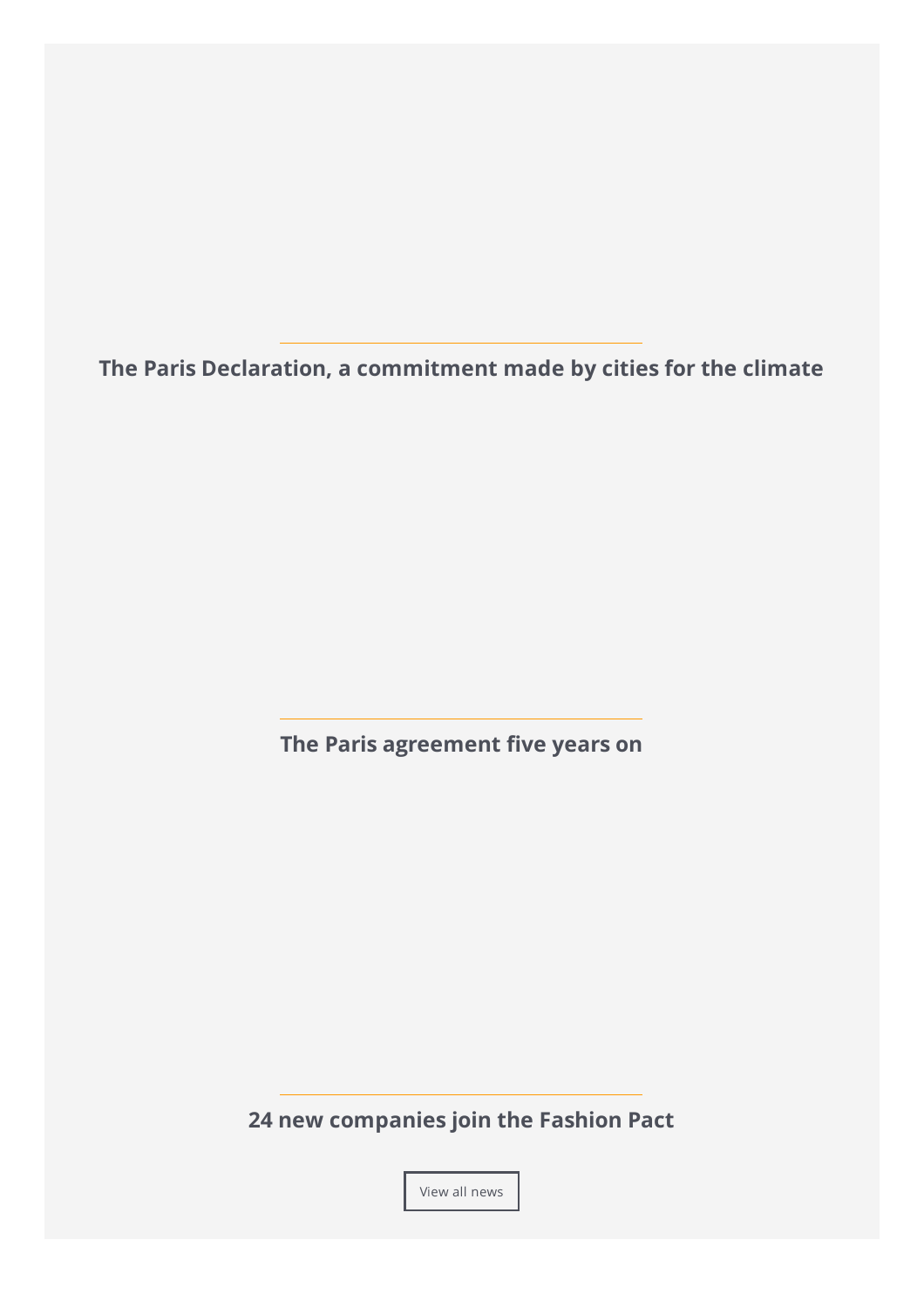### The Paris Declaration, a commitment made by cities for the climate

### The Paris agreement five years on

### 24 new companies join the Fashion Pact

View all news